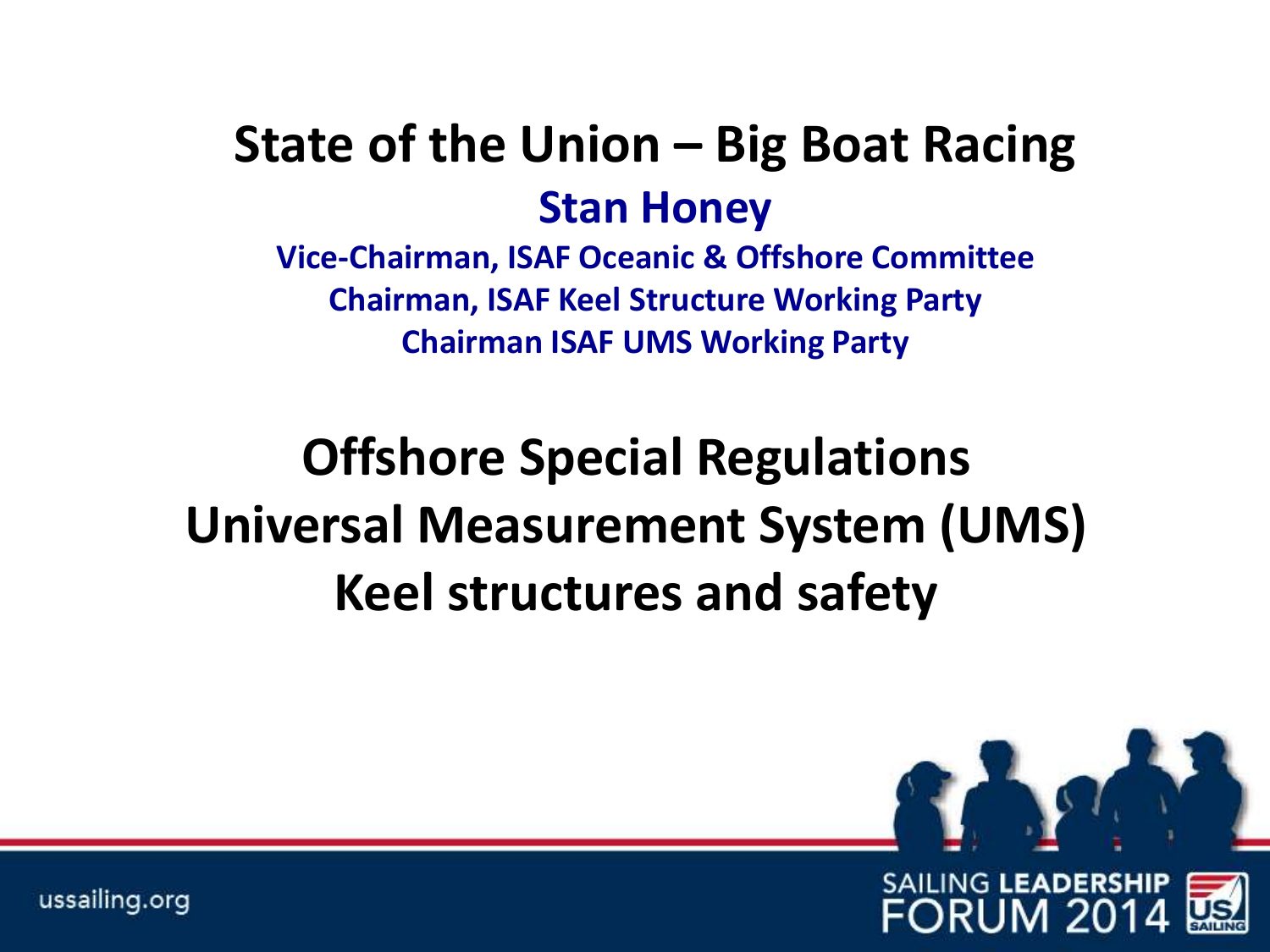# State of the Union – Big Boat Racing

## Stan Honey

**Vice-Chairman, ISAF Oceanic & Offshore Committee**

**Chairman, ISAF Keel Structure Working Party**

**Chairman ISAF UMS Working Party**

## Offshore Special Regulations
## Universal Measurement System (UMS)
## Keel structures and safety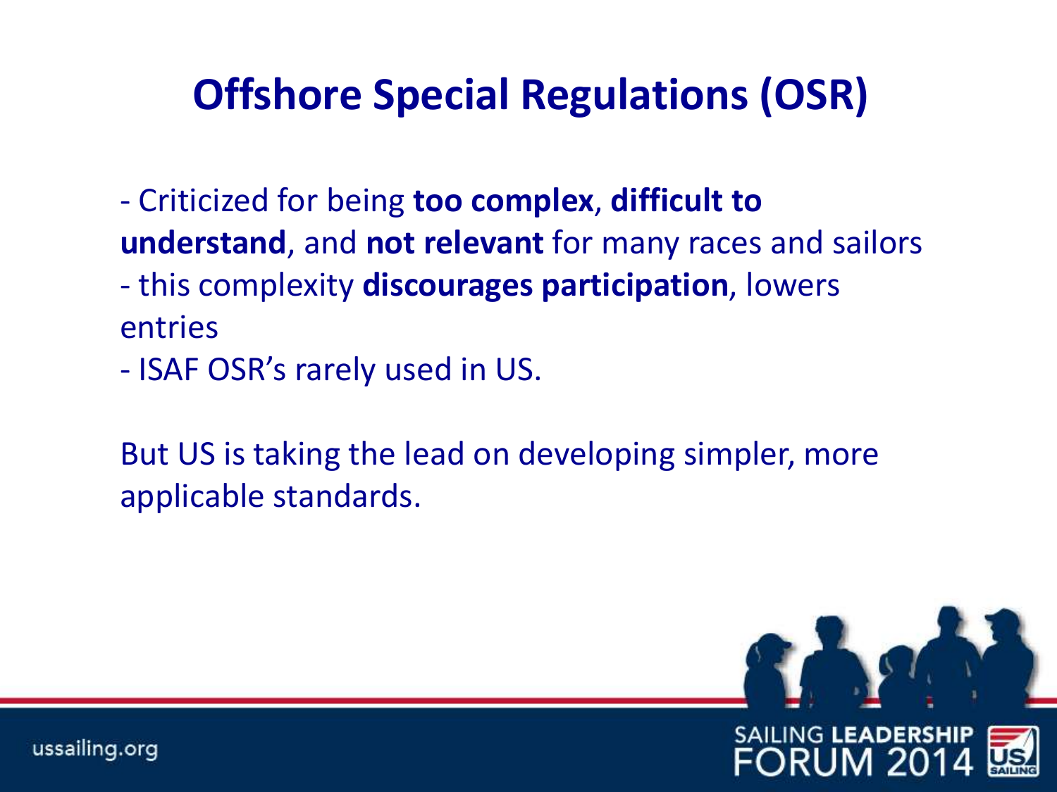# Offshore Special Regulations (OSR)

- Criticized for being **too complex**, **difficult to understand**, and **not relevant** for many races and sailors
- this complexity **discourages participation**, lowers entries
- ISAF OSR's rarely used in US.

But US is taking the lead on developing simpler, more applicable standards.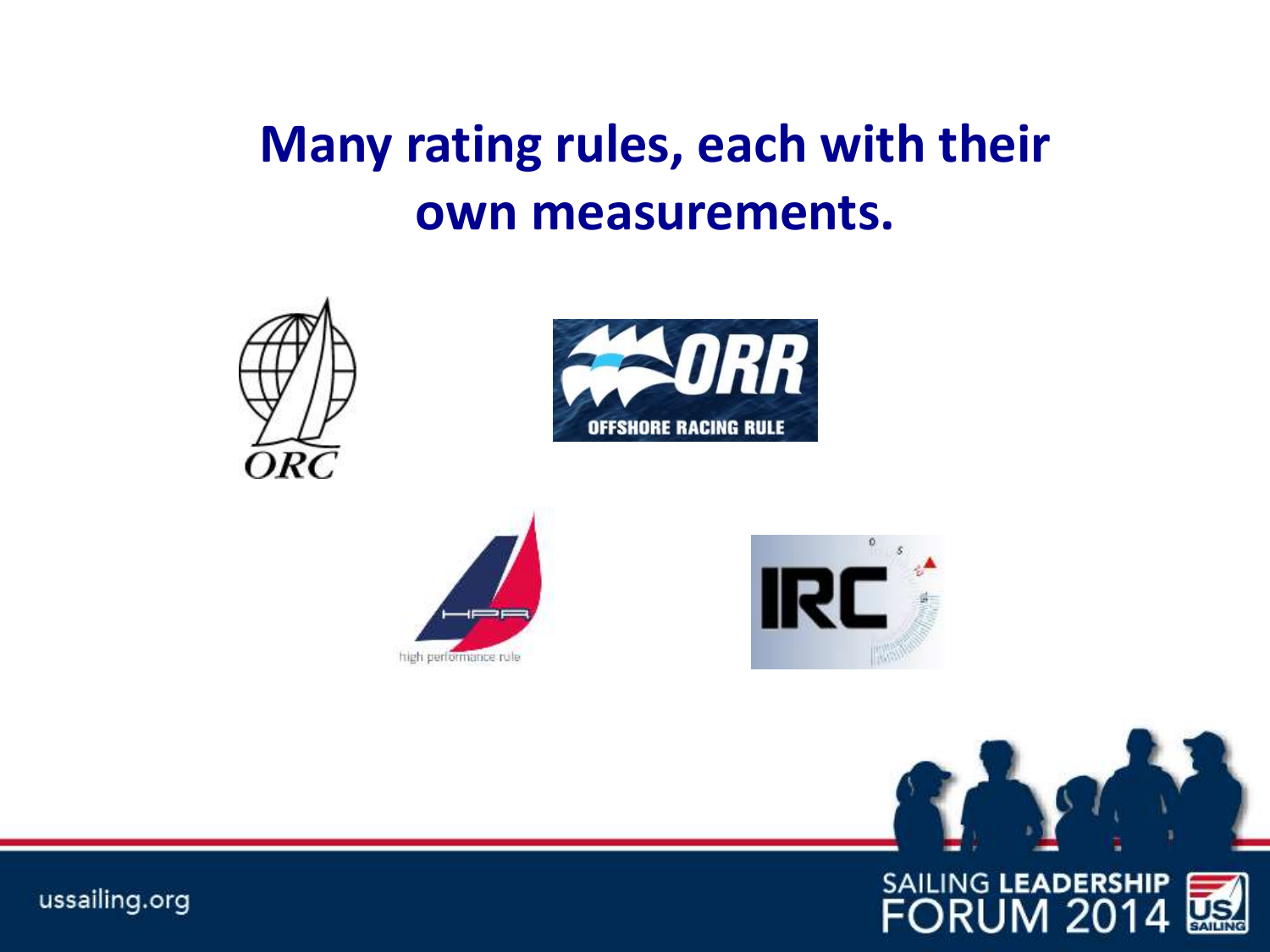# Many rating rules, each with their own measurements.

ORC

ORR OFFSHORE RACING RULE

HPR high performance rule

IRC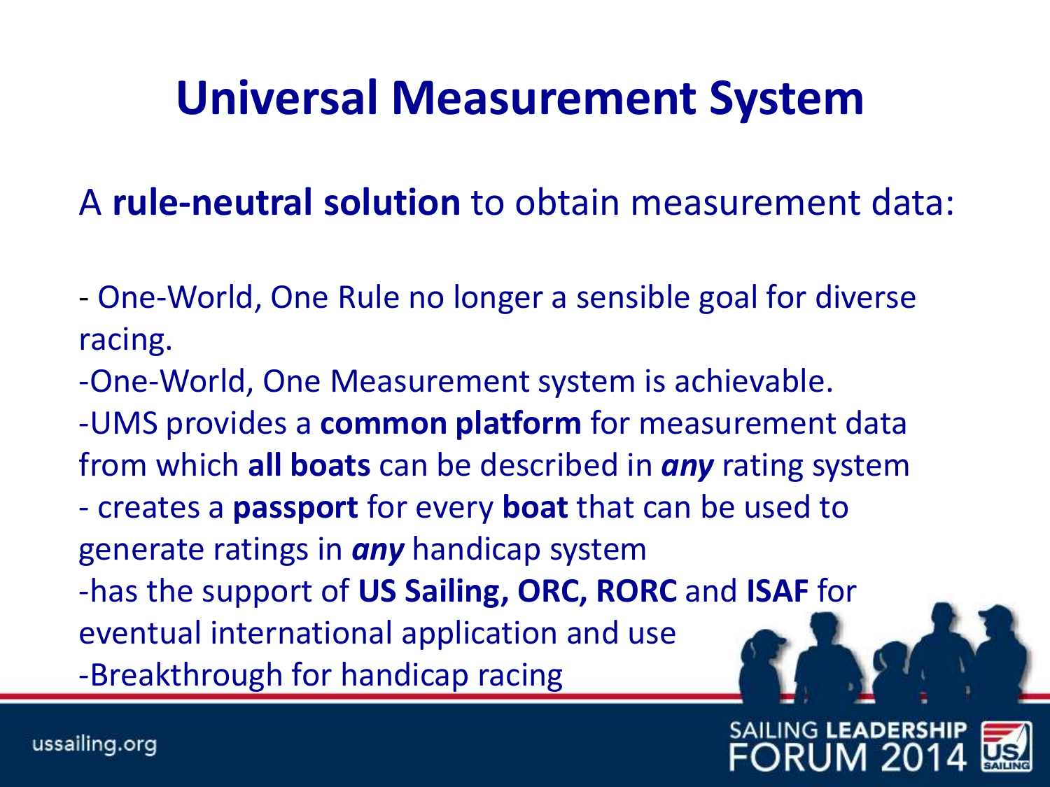# Universal Measurement System

A **rule-neutral solution** to obtain measurement data:

- One-World, One Rule no longer a sensible goal for diverse racing.
- One-World, One Measurement system is achievable.
- UMS provides a **common platform** for measurement data from which **all boats** can be described in ***any*** rating system
- creates a **passport** for every **boat** that can be used to generate ratings in ***any*** handicap system
- has the support of **US Sailing, ORC, RORC** and **ISAF** for eventual international application and use
- Breakthrough for handicap racing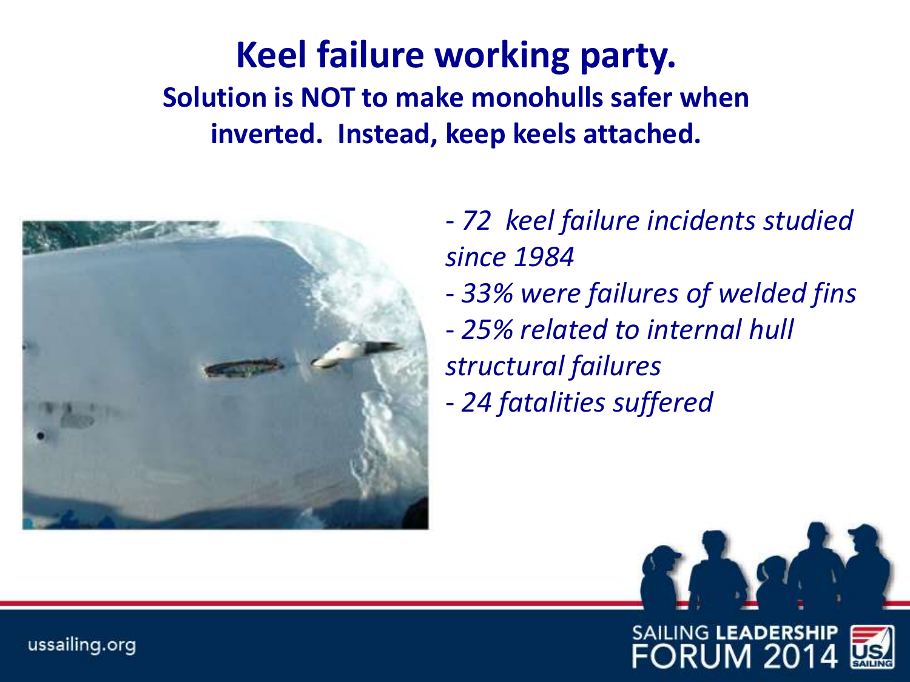# Keel failure working party.

## Solution is NOT to make monohulls safer when inverted. Instead, keep keels attached.

- *72 keel failure incidents studied since 1984*
- *33% were failures of welded fins*
- *25% related to internal hull structural failures*
- *24 fatalities suffered*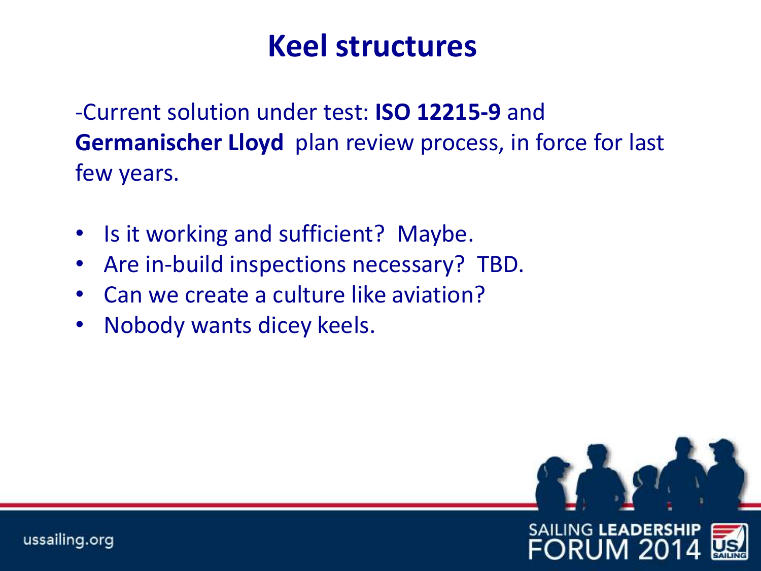# Keel structures

-Current solution under test: **ISO 12215-9** and **Germanischer Lloyd** plan review process, in force for last few years.

- Is it working and sufficient? Maybe.
- Are in-build inspections necessary? TBD.
- Can we create a culture like aviation?
- Nobody wants dicey keels.